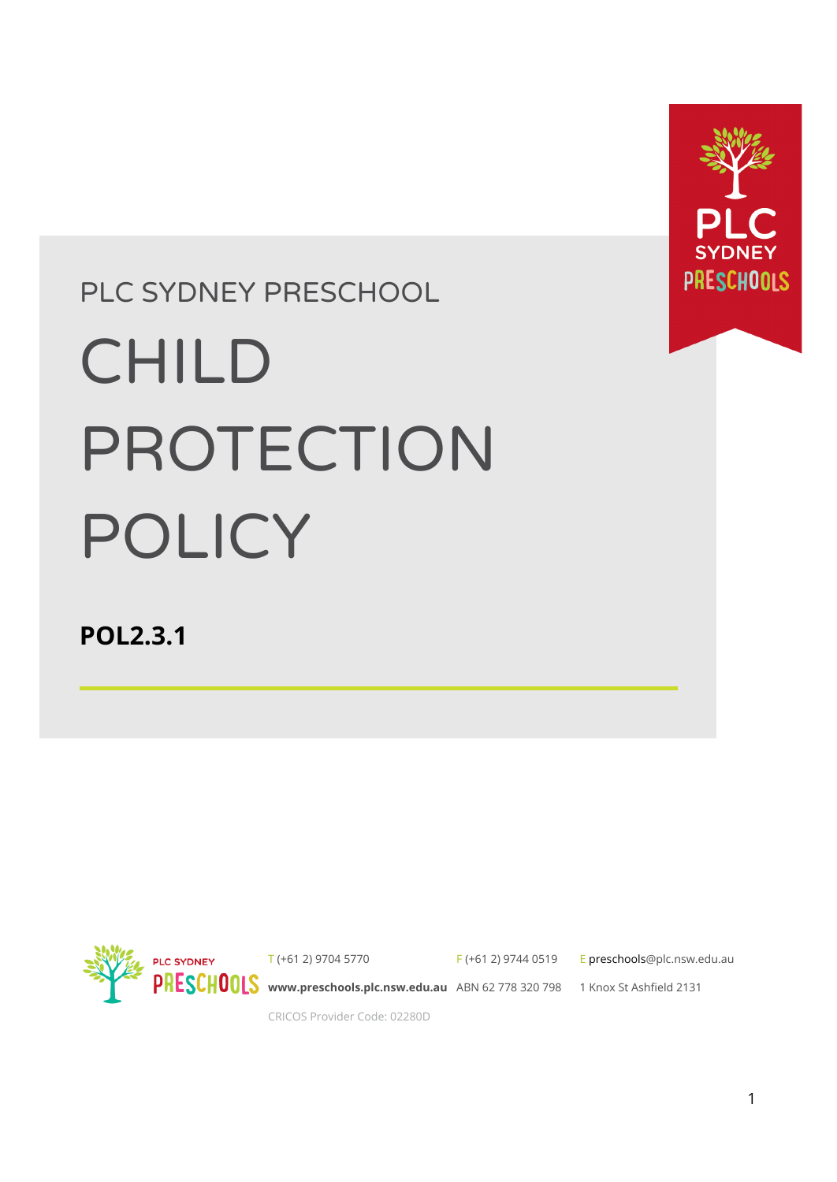PLC SYDNEY PRESCHOOL

# CHILD PROTECTION POLICY

**POL2.3.1**

PLC SYDNEY PRESCHOOLS

T (+61 2) 9704 5770 F (+61 2) 9744 0519 E preschools@plc.nsw.edu.au

**www.preschools.plc.nsw.edu.au** ABN 62 778 320 798 1 Knox St Ashfield 2131

CRICOS Provider Code: 02280D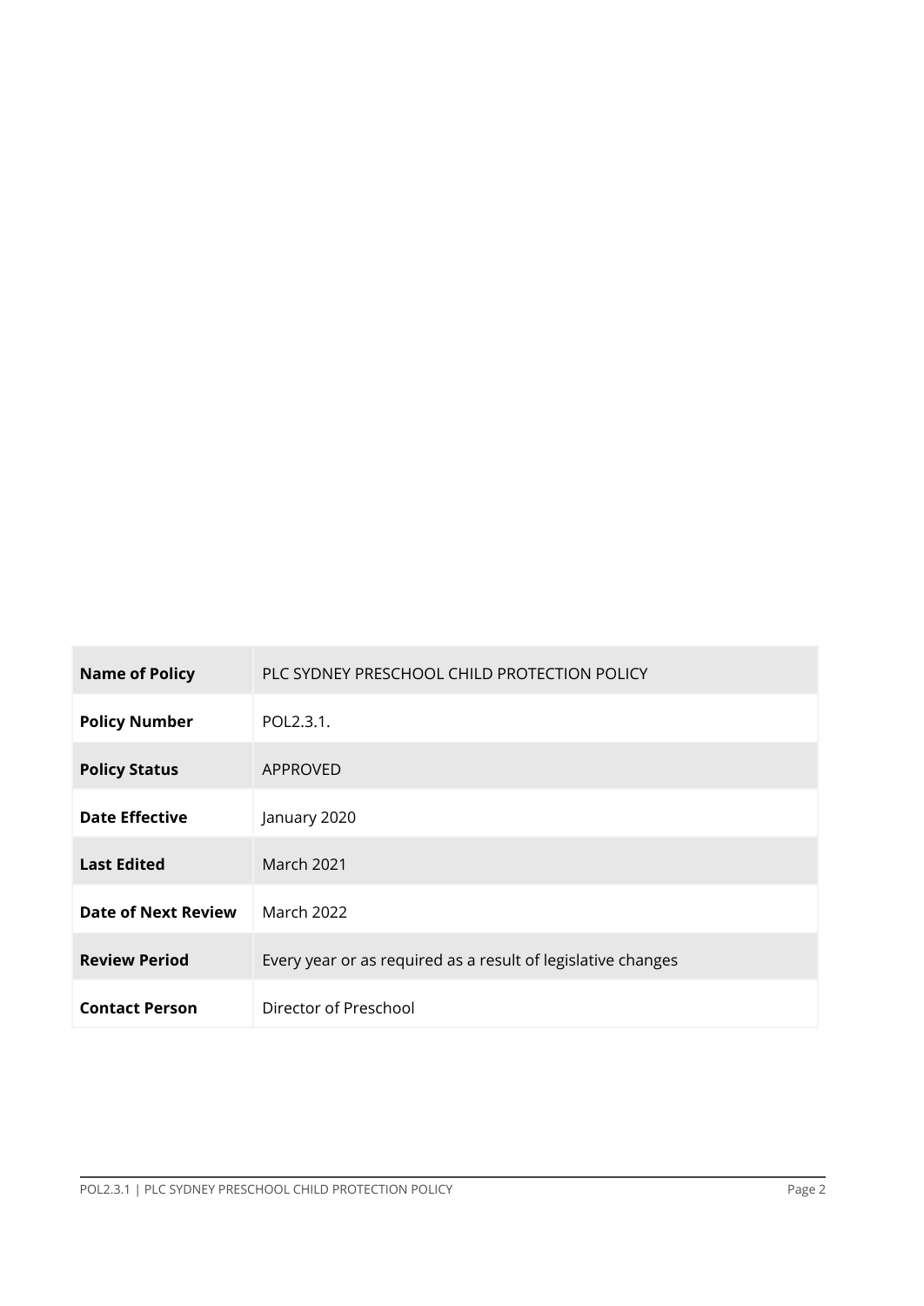| Name of Policy | PLC SYDNEY PRESCHOOL CHILD PROTECTION POLICY |
|---|---|
| **Policy Number** | POL2.3.1. |
| **Policy Status** | APPROVED |
| **Date Effective** | January 2020 |
| **Last Edited** | March 2021 |
| **Date of Next Review** | March 2022 |
| **Review Period** | Every year or as required as a result of legislative changes |
| **Contact Person** | Director of Preschool |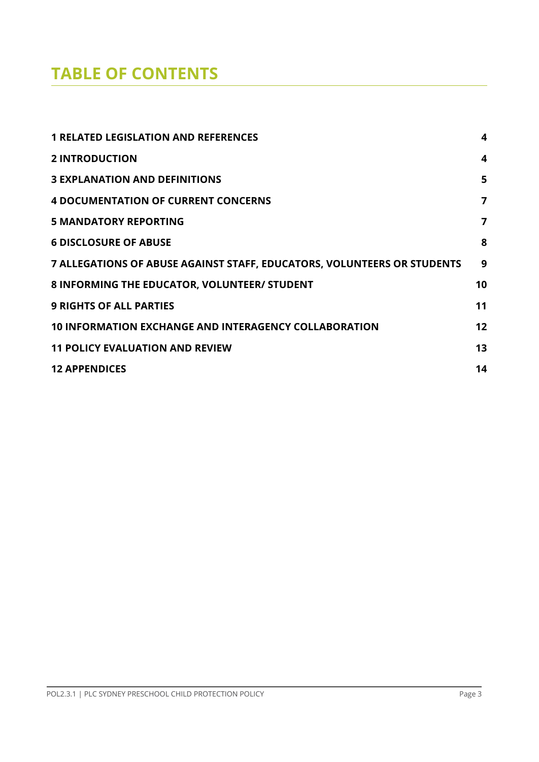# TABLE OF CONTENTS

| | |
|---|---|
| **1 RELATED LEGISLATION AND REFERENCES** | **4** |
| **2 INTRODUCTION** | **4** |
| **3 EXPLANATION AND DEFINITIONS** | **5** |
| **4 DOCUMENTATION OF CURRENT CONCERNS** | **7** |
| **5 MANDATORY REPORTING** | **7** |
| **6 DISCLOSURE OF ABUSE** | **8** |
| **7 ALLEGATIONS OF ABUSE AGAINST STAFF, EDUCATORS, VOLUNTEERS OR STUDENTS** | **9** |
| **8 INFORMING THE EDUCATOR, VOLUNTEER/ STUDENT** | **10** |
| **9 RIGHTS OF ALL PARTIES** | **11** |
| **10 INFORMATION EXCHANGE AND INTERAGENCY COLLABORATION** | **12** |
| **11 POLICY EVALUATION AND REVIEW** | **13** |
| **12 APPENDICES** | **14** |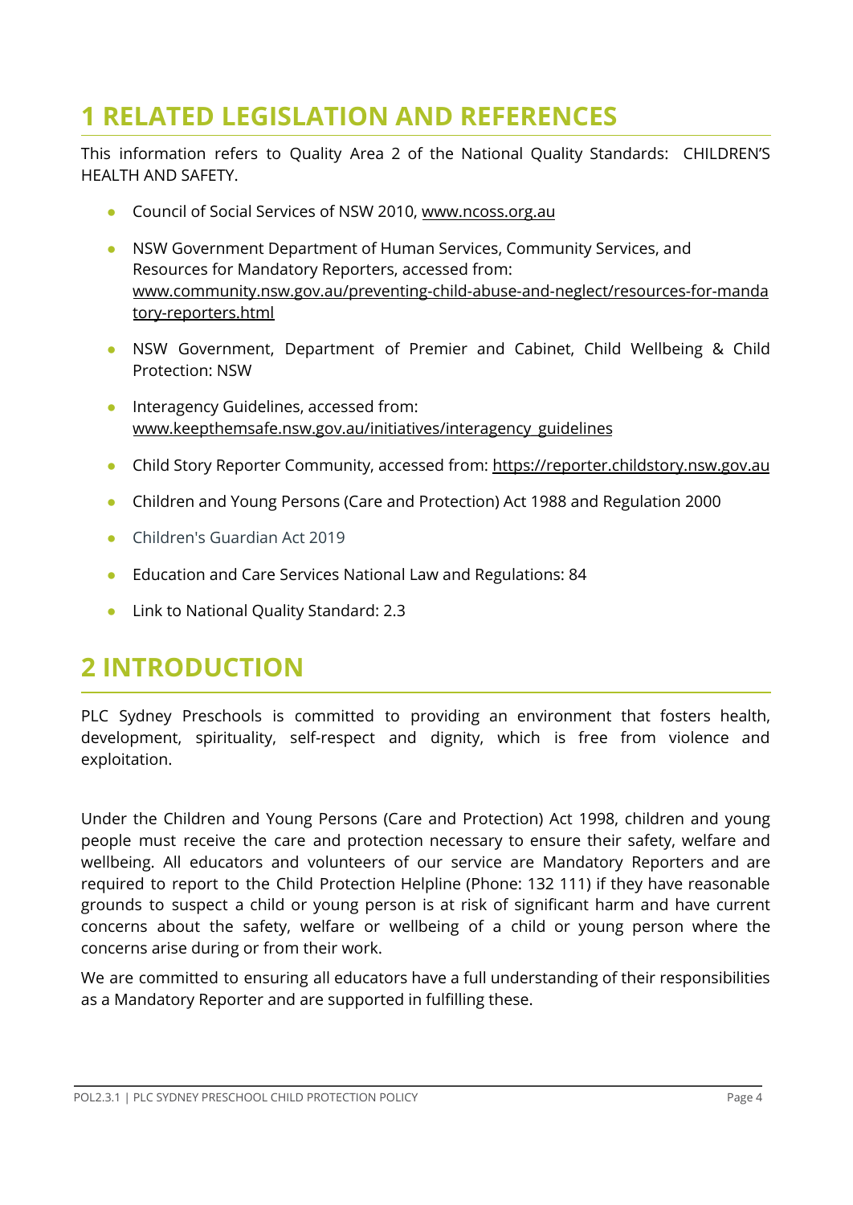# 1 RELATED LEGISLATION AND REFERENCES

This information refers to Quality Area 2 of the National Quality Standards: CHILDREN'S HEALTH AND SAFETY.

- Council of Social Services of NSW 2010, www.ncoss.org.au
- NSW Government Department of Human Services, Community Services, and Resources for Mandatory Reporters, accessed from: www.community.nsw.gov.au/preventing-child-abuse-and-neglect/resources-for-mandatory-reporters.html
- NSW Government, Department of Premier and Cabinet, Child Wellbeing & Child Protection: NSW
- Interagency Guidelines, accessed from: www.keepthemsafe.nsw.gov.au/initiatives/interagency_guidelines
- Child Story Reporter Community, accessed from: https://reporter.childstory.nsw.gov.au
- Children and Young Persons (Care and Protection) Act 1988 and Regulation 2000
- Children's Guardian Act 2019
- Education and Care Services National Law and Regulations: 84
- Link to National Quality Standard: 2.3

# 2 INTRODUCTION

PLC Sydney Preschools is committed to providing an environment that fosters health, development, spirituality, self-respect and dignity, which is free from violence and exploitation.

Under the Children and Young Persons (Care and Protection) Act 1998, children and young people must receive the care and protection necessary to ensure their safety, welfare and wellbeing. All educators and volunteers of our service are Mandatory Reporters and are required to report to the Child Protection Helpline (Phone: 132 111) if they have reasonable grounds to suspect a child or young person is at risk of significant harm and have current concerns about the safety, welfare or wellbeing of a child or young person where the concerns arise during or from their work.

We are committed to ensuring all educators have a full understanding of their responsibilities as a Mandatory Reporter and are supported in fulfilling these.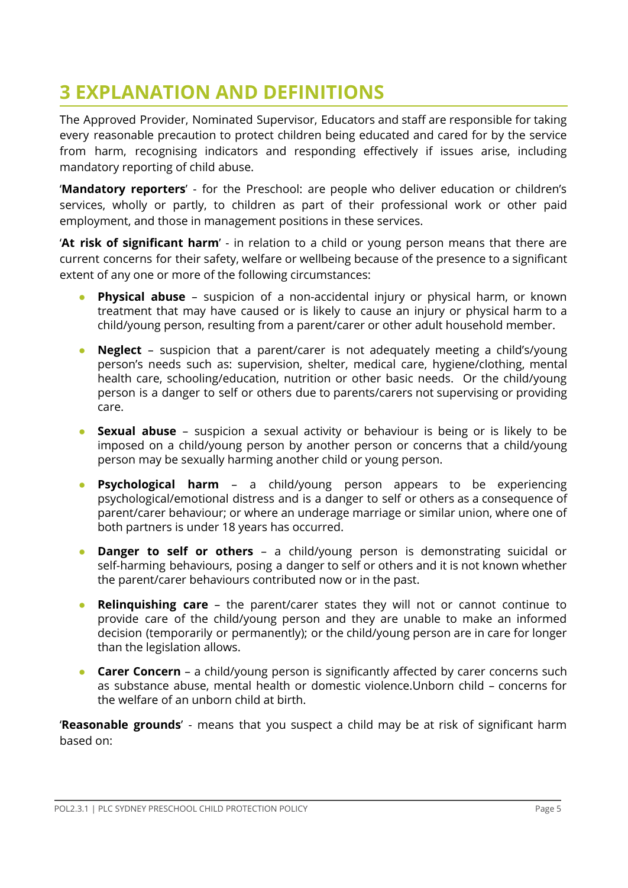# 3 EXPLANATION AND DEFINITIONS

The Approved Provider, Nominated Supervisor, Educators and staff are responsible for taking every reasonable precaution to protect children being educated and cared for by the service from harm, recognising indicators and responding effectively if issues arise, including mandatory reporting of child abuse.

'**Mandatory reporters**' - for the Preschool: are people who deliver education or children's services, wholly or partly, to children as part of their professional work or other paid employment, and those in management positions in these services.

'**At risk of significant harm**' - in relation to a child or young person means that there are current concerns for their safety, welfare or wellbeing because of the presence to a significant extent of any one or more of the following circumstances:

- **Physical abuse** – suspicion of a non-accidental injury or physical harm, or known treatment that may have caused or is likely to cause an injury or physical harm to a child/young person, resulting from a parent/carer or other adult household member.
- **Neglect** – suspicion that a parent/carer is not adequately meeting a child's/young person's needs such as: supervision, shelter, medical care, hygiene/clothing, mental health care, schooling/education, nutrition or other basic needs. Or the child/young person is a danger to self or others due to parents/carers not supervising or providing care.
- **Sexual abuse** – suspicion a sexual activity or behaviour is being or is likely to be imposed on a child/young person by another person or concerns that a child/young person may be sexually harming another child or young person.
- **Psychological harm** – a child/young person appears to be experiencing psychological/emotional distress and is a danger to self or others as a consequence of parent/carer behaviour; or where an underage marriage or similar union, where one of both partners is under 18 years has occurred.
- **Danger to self or others** – a child/young person is demonstrating suicidal or self-harming behaviours, posing a danger to self or others and it is not known whether the parent/carer behaviours contributed now or in the past.
- **Relinquishing care** – the parent/carer states they will not or cannot continue to provide care of the child/young person and they are unable to make an informed decision (temporarily or permanently); or the child/young person are in care for longer than the legislation allows.
- **Carer Concern** – a child/young person is significantly affected by carer concerns such as substance abuse, mental health or domestic violence.Unborn child – concerns for the welfare of an unborn child at birth.

'**Reasonable grounds**' - means that you suspect a child may be at risk of significant harm based on: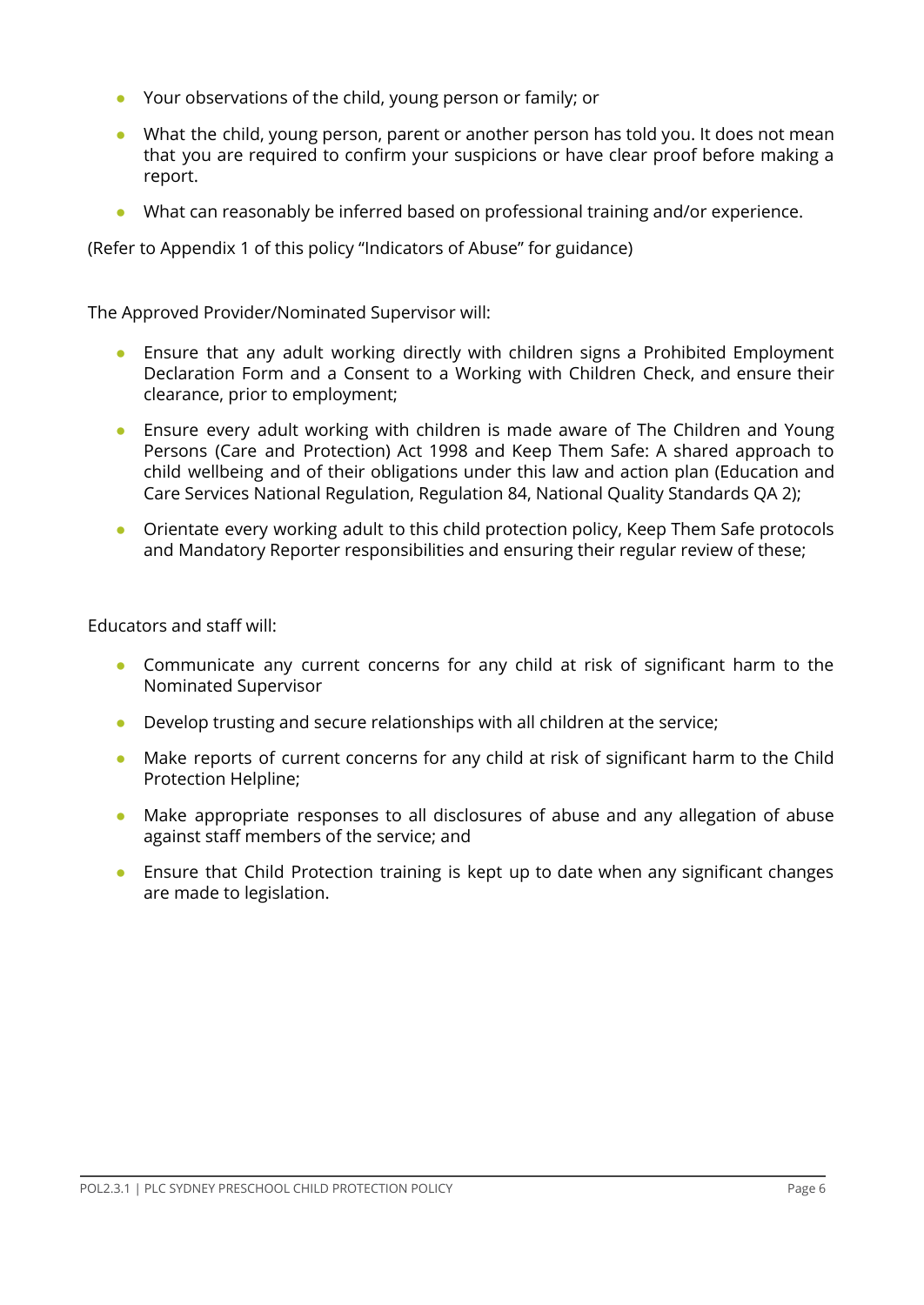- Your observations of the child, young person or family; or
- What the child, young person, parent or another person has told you. It does not mean that you are required to confirm your suspicions or have clear proof before making a report.
- What can reasonably be inferred based on professional training and/or experience.

(Refer to Appendix 1 of this policy "Indicators of Abuse" for guidance)

The Approved Provider/Nominated Supervisor will:

- Ensure that any adult working directly with children signs a Prohibited Employment Declaration Form and a Consent to a Working with Children Check, and ensure their clearance, prior to employment;
- Ensure every adult working with children is made aware of The Children and Young Persons (Care and Protection) Act 1998 and Keep Them Safe: A shared approach to child wellbeing and of their obligations under this law and action plan (Education and Care Services National Regulation, Regulation 84, National Quality Standards QA 2);
- Orientate every working adult to this child protection policy, Keep Them Safe protocols and Mandatory Reporter responsibilities and ensuring their regular review of these;

Educators and staff will:

- Communicate any current concerns for any child at risk of significant harm to the Nominated Supervisor
- Develop trusting and secure relationships with all children at the service;
- Make reports of current concerns for any child at risk of significant harm to the Child Protection Helpline;
- Make appropriate responses to all disclosures of abuse and any allegation of abuse against staff members of the service; and
- Ensure that Child Protection training is kept up to date when any significant changes are made to legislation.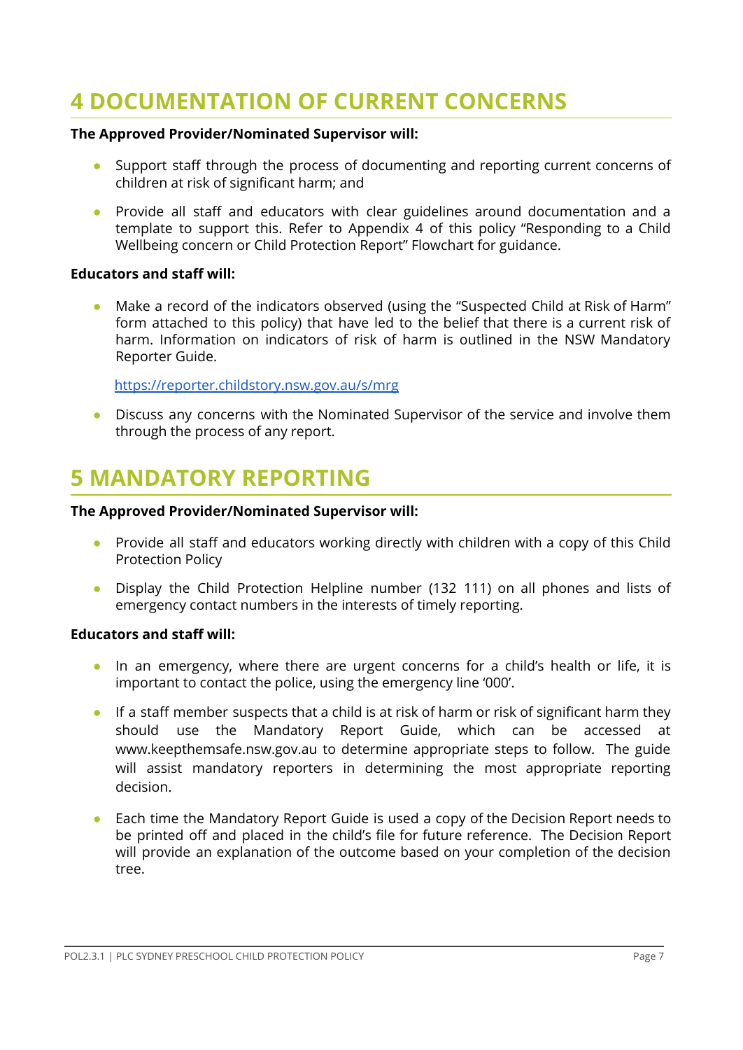# 4 DOCUMENTATION OF CURRENT CONCERNS

**The Approved Provider/Nominated Supervisor will:**

- Support staff through the process of documenting and reporting current concerns of children at risk of significant harm; and
- Provide all staff and educators with clear guidelines around documentation and a template to support this. Refer to Appendix 4 of this policy "Responding to a Child Wellbeing concern or Child Protection Report" Flowchart for guidance.

**Educators and staff will:**

- Make a record of the indicators observed (using the "Suspected Child at Risk of Harm" form attached to this policy) that have led to the belief that there is a current risk of harm. Information on indicators of risk of harm is outlined in the NSW Mandatory Reporter Guide.

  https://reporter.childstory.nsw.gov.au/s/mrg

- Discuss any concerns with the Nominated Supervisor of the service and involve them through the process of any report.

# 5 MANDATORY REPORTING

**The Approved Provider/Nominated Supervisor will:**

- Provide all staff and educators working directly with children with a copy of this Child Protection Policy
- Display the Child Protection Helpline number (132 111) on all phones and lists of emergency contact numbers in the interests of timely reporting.

**Educators and staff will:**

- In an emergency, where there are urgent concerns for a child's health or life, it is important to contact the police, using the emergency line '000'.
- If a staff member suspects that a child is at risk of harm or risk of significant harm they should use the Mandatory Report Guide, which can be accessed at www.keepthemsafe.nsw.gov.au to determine appropriate steps to follow. The guide will assist mandatory reporters in determining the most appropriate reporting decision.
- Each time the Mandatory Report Guide is used a copy of the Decision Report needs to be printed off and placed in the child's file for future reference. The Decision Report will provide an explanation of the outcome based on your completion of the decision tree.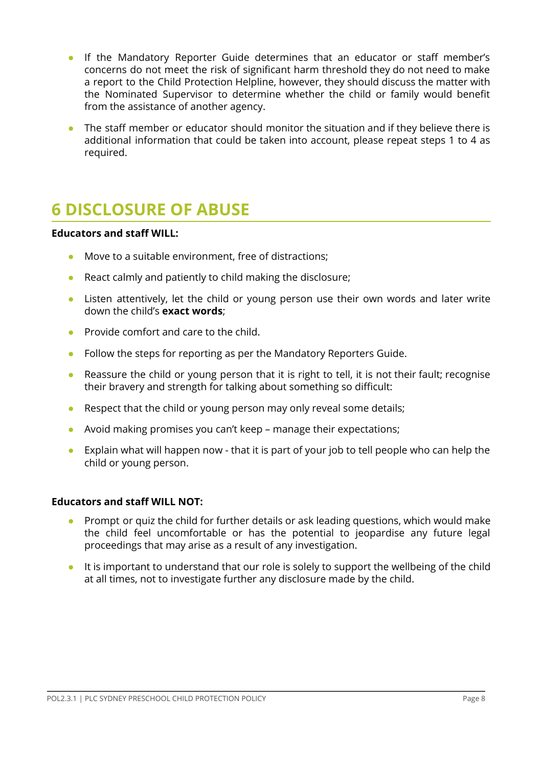- If the Mandatory Reporter Guide determines that an educator or staff member's concerns do not meet the risk of significant harm threshold they do not need to make a report to the Child Protection Helpline, however, they should discuss the matter with the Nominated Supervisor to determine whether the child or family would benefit from the assistance of another agency.
- The staff member or educator should monitor the situation and if they believe there is additional information that could be taken into account, please repeat steps 1 to 4 as required.

## 6 DISCLOSURE OF ABUSE

**Educators and staff WILL:**

- Move to a suitable environment, free of distractions;
- React calmly and patiently to child making the disclosure;
- Listen attentively, let the child or young person use their own words and later write down the child's **exact words**;
- Provide comfort and care to the child.
- Follow the steps for reporting as per the Mandatory Reporters Guide.
- Reassure the child or young person that it is right to tell, it is not their fault; recognise their bravery and strength for talking about something so difficult:
- Respect that the child or young person may only reveal some details;
- Avoid making promises you can't keep – manage their expectations;
- Explain what will happen now - that it is part of your job to tell people who can help the child or young person.

**Educators and staff WILL NOT:**

- Prompt or quiz the child for further details or ask leading questions, which would make the child feel uncomfortable or has the potential to jeopardise any future legal proceedings that may arise as a result of any investigation.
- It is important to understand that our role is solely to support the wellbeing of the child at all times, not to investigate further any disclosure made by the child.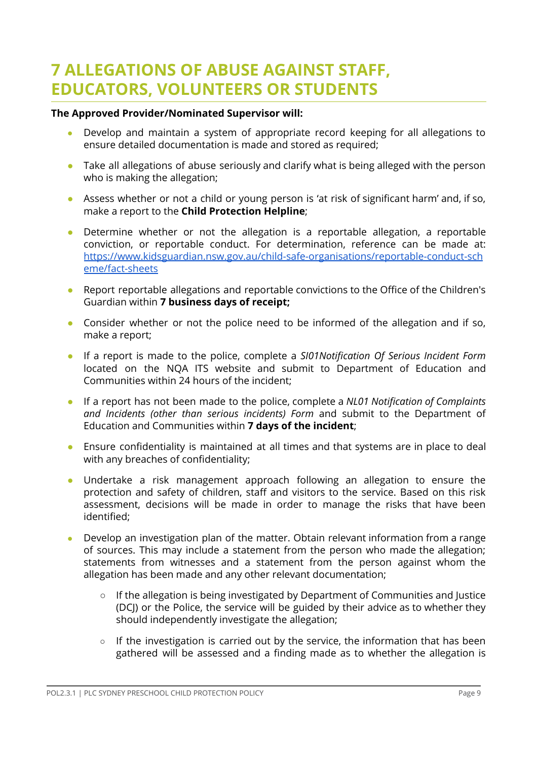# 7 ALLEGATIONS OF ABUSE AGAINST STAFF, EDUCATORS, VOLUNTEERS OR STUDENTS

**The Approved Provider/Nominated Supervisor will:**

- Develop and maintain a system of appropriate record keeping for all allegations to ensure detailed documentation is made and stored as required;
- Take all allegations of abuse seriously and clarify what is being alleged with the person who is making the allegation;
- Assess whether or not a child or young person is 'at risk of significant harm' and, if so, make a report to the **Child Protection Helpline**;
- Determine whether or not the allegation is a reportable allegation, a reportable conviction, or reportable conduct. For determination, reference can be made at: [https://www.kidsguardian.nsw.gov.au/child-safe-organisations/reportable-conduct-scheme/fact-sheets](https://www.kidsguardian.nsw.gov.au/child-safe-organisations/reportable-conduct-scheme/fact-sheets)
- Report reportable allegations and reportable convictions to the Office of the Children's Guardian within **7 business days of receipt;**
- Consider whether or not the police need to be informed of the allegation and if so, make a report;
- If a report is made to the police, complete a *SI01Notification Of Serious Incident Form* located on the NQA ITS website and submit to Department of Education and Communities within 24 hours of the incident;
- If a report has not been made to the police, complete a *NL01 Notification of Complaints and Incidents (other than serious incidents) Form* and submit to the Department of Education and Communities within **7 days of the incident**;
- Ensure confidentiality is maintained at all times and that systems are in place to deal with any breaches of confidentiality;
- Undertake a risk management approach following an allegation to ensure the protection and safety of children, staff and visitors to the service. Based on this risk assessment, decisions will be made in order to manage the risks that have been identified;
- Develop an investigation plan of the matter. Obtain relevant information from a range of sources. This may include a statement from the person who made the allegation; statements from witnesses and a statement from the person against whom the allegation has been made and any other relevant documentation;
  - If the allegation is being investigated by Department of Communities and Justice (DCJ) or the Police, the service will be guided by their advice as to whether they should independently investigate the allegation;
  - If the investigation is carried out by the service, the information that has been gathered will be assessed and a finding made as to whether the allegation is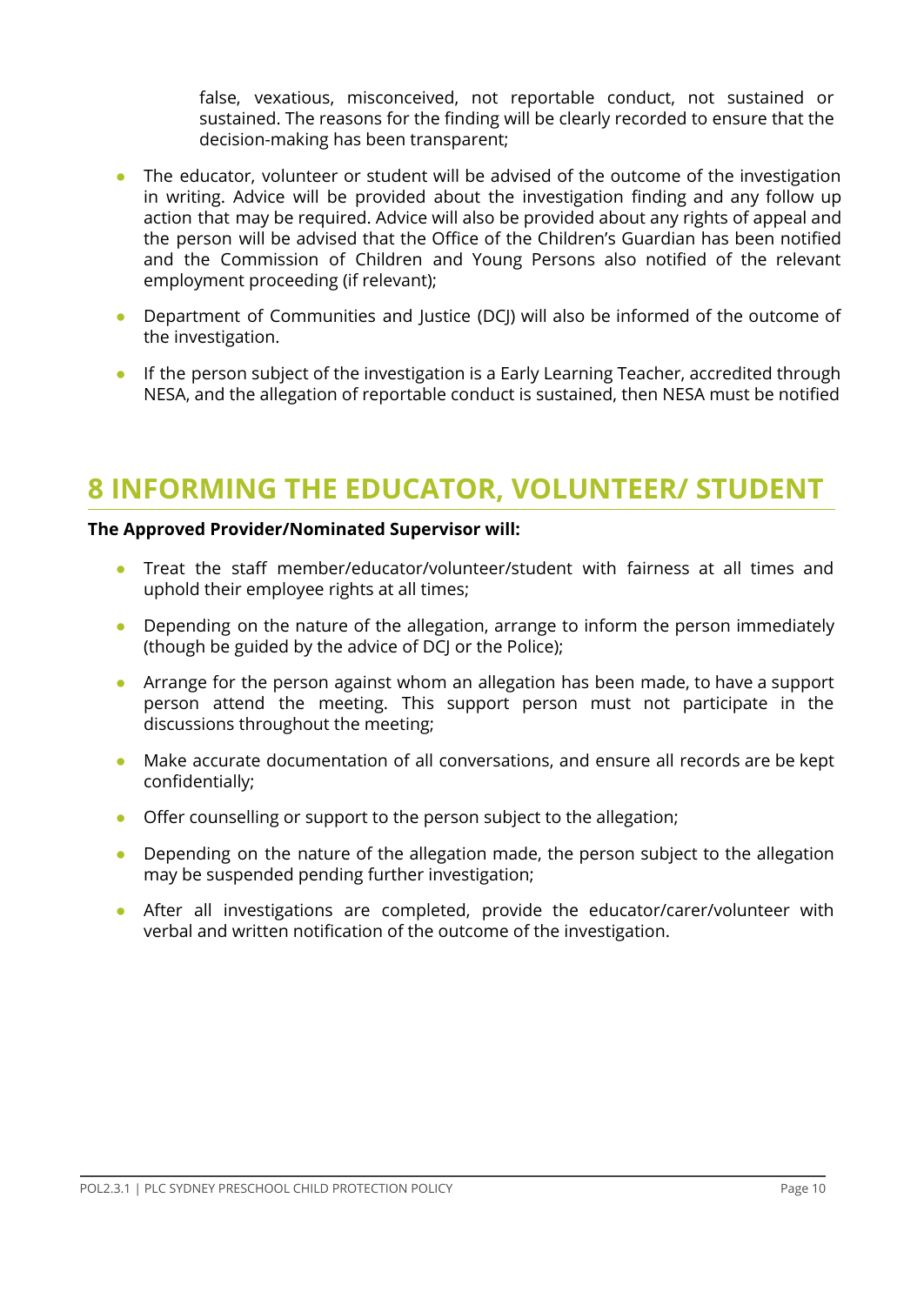false, vexatious, misconceived, not reportable conduct, not sustained or sustained. The reasons for the finding will be clearly recorded to ensure that the decision-making has been transparent;

- The educator, volunteer or student will be advised of the outcome of the investigation in writing. Advice will be provided about the investigation finding and any follow up action that may be required. Advice will also be provided about any rights of appeal and the person will be advised that the Office of the Children's Guardian has been notified and the Commission of Children and Young Persons also notified of the relevant employment proceeding (if relevant);
- Department of Communities and Justice (DCJ) will also be informed of the outcome of the investigation.
- If the person subject of the investigation is a Early Learning Teacher, accredited through NESA, and the allegation of reportable conduct is sustained, then NESA must be notified

# 8 INFORMING THE EDUCATOR, VOLUNTEER/ STUDENT

**The Approved Provider/Nominated Supervisor will:**

- Treat the staff member/educator/volunteer/student with fairness at all times and uphold their employee rights at all times;
- Depending on the nature of the allegation, arrange to inform the person immediately (though be guided by the advice of DCJ or the Police);
- Arrange for the person against whom an allegation has been made, to have a support person attend the meeting. This support person must not participate in the discussions throughout the meeting;
- Make accurate documentation of all conversations, and ensure all records are be kept confidentially;
- Offer counselling or support to the person subject to the allegation;
- Depending on the nature of the allegation made, the person subject to the allegation may be suspended pending further investigation;
- After all investigations are completed, provide the educator/carer/volunteer with verbal and written notification of the outcome of the investigation.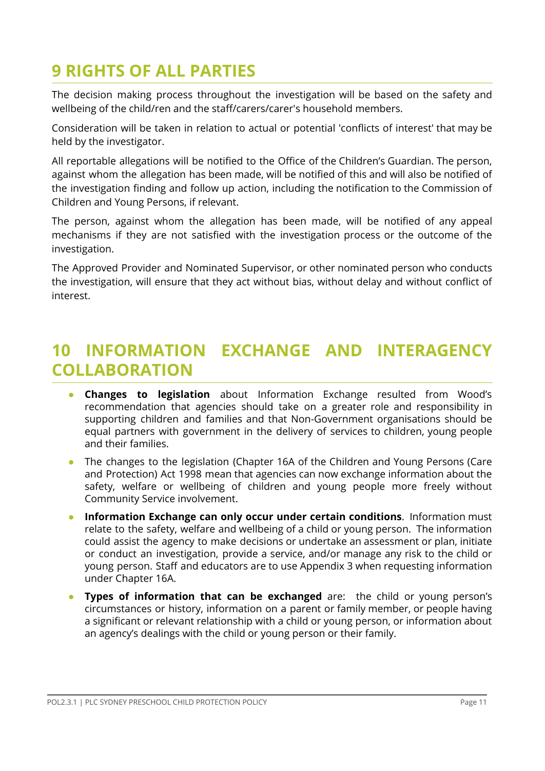# 9 RIGHTS OF ALL PARTIES

The decision making process throughout the investigation will be based on the safety and wellbeing of the child/ren and the staff/carers/carer's household members.

Consideration will be taken in relation to actual or potential 'conflicts of interest' that may be held by the investigator.

All reportable allegations will be notified to the Office of the Children's Guardian. The person, against whom the allegation has been made, will be notified of this and will also be notified of the investigation finding and follow up action, including the notification to the Commission of Children and Young Persons, if relevant.

The person, against whom the allegation has been made, will be notified of any appeal mechanisms if they are not satisfied with the investigation process or the outcome of the investigation.

The Approved Provider and Nominated Supervisor, or other nominated person who conducts the investigation, will ensure that they act without bias, without delay and without conflict of interest.

# 10 INFORMATION EXCHANGE AND INTERAGENCY COLLABORATION

- **Changes to legislation** about Information Exchange resulted from Wood's recommendation that agencies should take on a greater role and responsibility in supporting children and families and that Non-Government organisations should be equal partners with government in the delivery of services to children, young people and their families.
- The changes to the legislation (Chapter 16A of the Children and Young Persons (Care and Protection) Act 1998 mean that agencies can now exchange information about the safety, welfare or wellbeing of children and young people more freely without Community Service involvement.
- **Information Exchange can only occur under certain conditions**. Information must relate to the safety, welfare and wellbeing of a child or young person. The information could assist the agency to make decisions or undertake an assessment or plan, initiate or conduct an investigation, provide a service, and/or manage any risk to the child or young person. Staff and educators are to use Appendix 3 when requesting information under Chapter 16A.
- **Types of information that can be exchanged** are: the child or young person's circumstances or history, information on a parent or family member, or people having a significant or relevant relationship with a child or young person, or information about an agency's dealings with the child or young person or their family.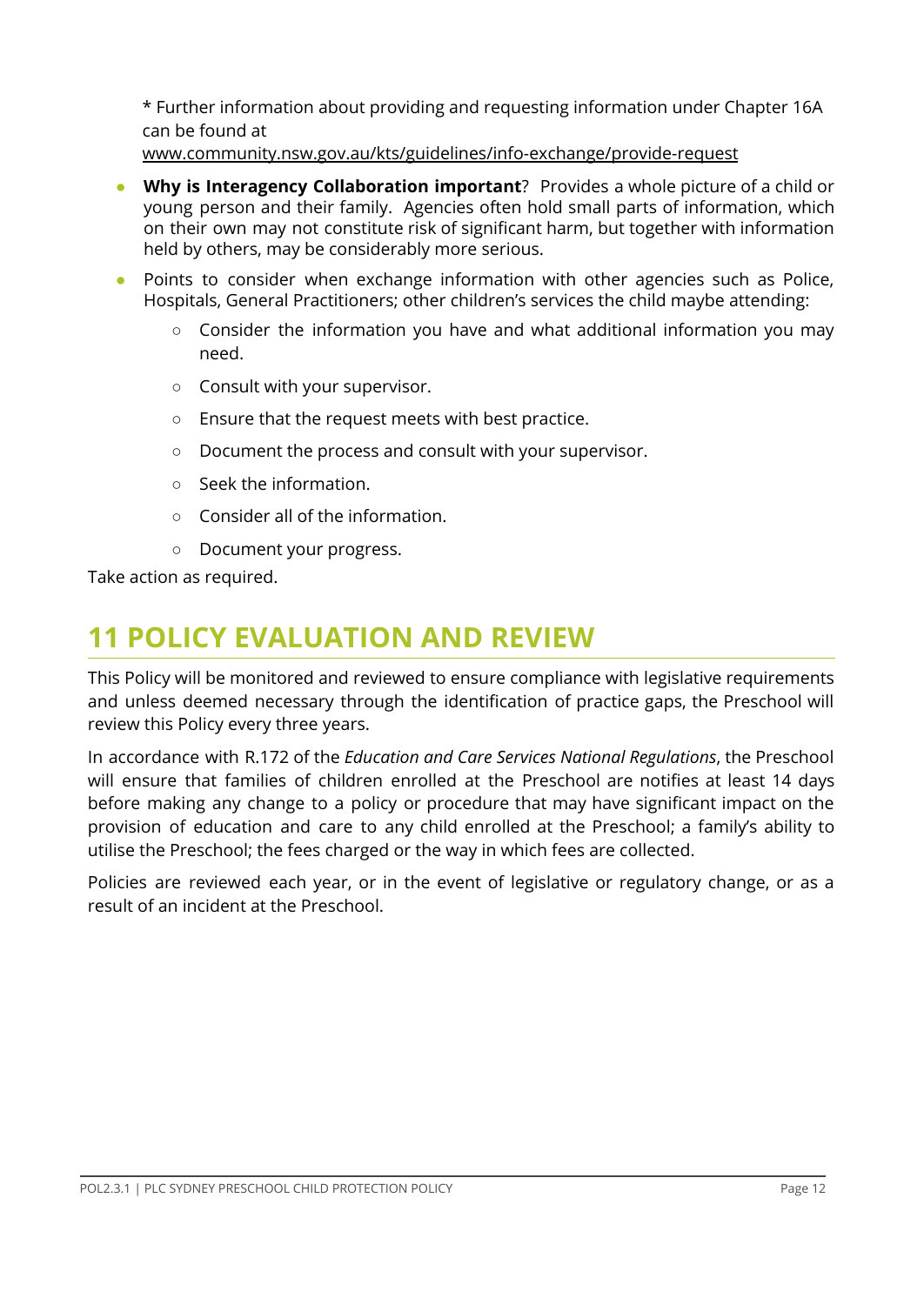* Further information about providing and requesting information under Chapter 16A can be found at www.community.nsw.gov.au/kts/guidelines/info-exchange/provide-request

- **Why is Interagency Collaboration important**? Provides a whole picture of a child or young person and their family. Agencies often hold small parts of information, which on their own may not constitute risk of significant harm, but together with information held by others, may be considerably more serious.
- Points to consider when exchange information with other agencies such as Police, Hospitals, General Practitioners; other children's services the child maybe attending:
  - Consider the information you have and what additional information you may need.
  - Consult with your supervisor.
  - Ensure that the request meets with best practice.
  - Document the process and consult with your supervisor.
  - Seek the information.
  - Consider all of the information.
  - Document your progress.

Take action as required.

# 11 POLICY EVALUATION AND REVIEW

This Policy will be monitored and reviewed to ensure compliance with legislative requirements and unless deemed necessary through the identification of practice gaps, the Preschool will review this Policy every three years.

In accordance with R.172 of the *Education and Care Services National Regulations*, the Preschool will ensure that families of children enrolled at the Preschool are notifies at least 14 days before making any change to a policy or procedure that may have significant impact on the provision of education and care to any child enrolled at the Preschool; a family's ability to utilise the Preschool; the fees charged or the way in which fees are collected.

Policies are reviewed each year, or in the event of legislative or regulatory change, or as a result of an incident at the Preschool.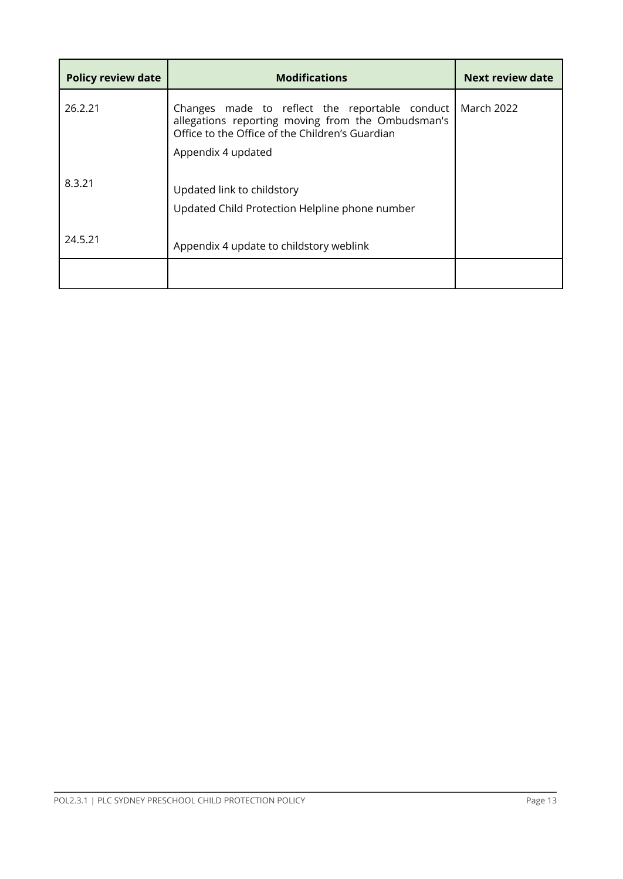| Policy review date | Modifications | Next review date |
| --- | --- | --- |
| 26.2.21 | Changes made to reflect the reportable conduct allegations reporting moving from the Ombudsman's Office to the Office of the Children's Guardian<br><br>Appendix 4 updated | March 2022 |
| 8.3.21 | Updated link to childstory<br><br>Updated Child Protection Helpline phone number | |
| 24.5.21 | Appendix 4 update to childstory weblink | |
| | | |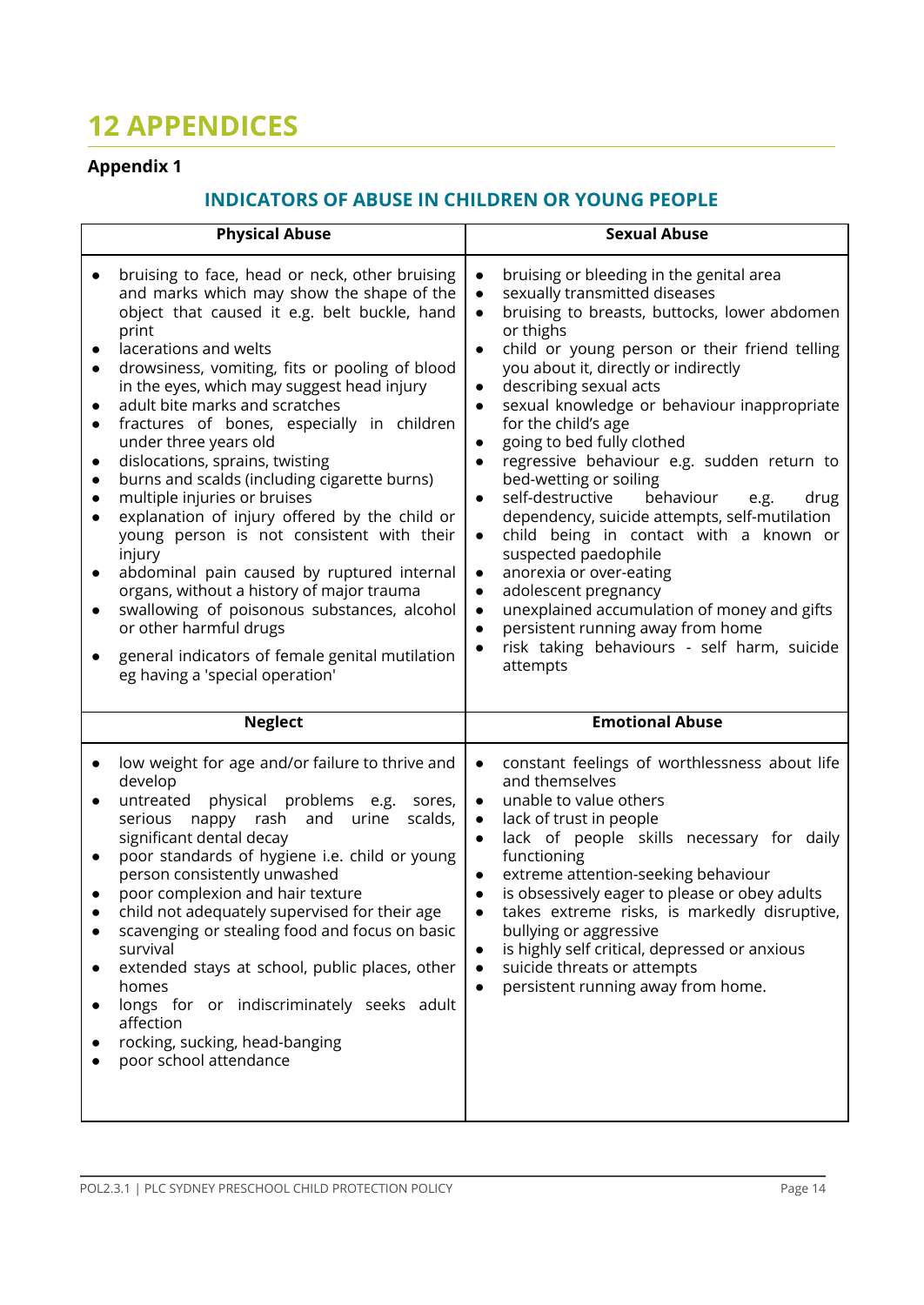# 12 APPENDICES

## Appendix 1

### INDICATORS OF ABUSE IN CHILDREN OR YOUNG PEOPLE

| Physical Abuse | Sexual Abuse |
|---|---|
| • bruising to face, head or neck, other bruising and marks which may show the shape of the object that caused it e.g. belt buckle, hand print<br>• lacerations and welts<br>• drowsiness, vomiting, fits or pooling of blood in the eyes, which may suggest head injury<br>• adult bite marks and scratches<br>• fractures of bones, especially in children under three years old<br>• dislocations, sprains, twisting<br>• burns and scalds (including cigarette burns)<br>• multiple injuries or bruises<br>• explanation of injury offered by the child or young person is not consistent with their injury<br>• abdominal pain caused by ruptured internal organs, without a history of major trauma<br>• swallowing of poisonous substances, alcohol or other harmful drugs<br>• general indicators of female genital mutilation eg having a 'special operation' | • bruising or bleeding in the genital area<br>• sexually transmitted diseases<br>• bruising to breasts, buttocks, lower abdomen or thighs<br>• child or young person or their friend telling you about it, directly or indirectly<br>• describing sexual acts<br>• sexual knowledge or behaviour inappropriate for the child's age<br>• going to bed fully clothed<br>• regressive behaviour e.g. sudden return to bed-wetting or soiling<br>• self-destructive behaviour e.g. drug dependency, suicide attempts, self-mutilation<br>• child being in contact with a known or suspected paedophile<br>• anorexia or over-eating<br>• adolescent pregnancy<br>• unexplained accumulation of money and gifts<br>• persistent running away from home<br>• risk taking behaviours - self harm, suicide attempts |
| **Neglect** | **Emotional Abuse** |
| • low weight for age and/or failure to thrive and develop<br>• untreated physical problems e.g. sores, serious nappy rash and urine scalds, significant dental decay<br>• poor standards of hygiene i.e. child or young person consistently unwashed<br>• poor complexion and hair texture<br>• child not adequately supervised for their age<br>• scavenging or stealing food and focus on basic survival<br>• extended stays at school, public places, other homes<br>• longs for or indiscriminately seeks adult affection<br>• rocking, sucking, head-banging<br>• poor school attendance | • constant feelings of worthlessness about life and themselves<br>• unable to value others<br>• lack of trust in people<br>• lack of people skills necessary for daily functioning<br>• extreme attention-seeking behaviour<br>• is obsessively eager to please or obey adults<br>• takes extreme risks, is markedly disruptive, bullying or aggressive<br>• is highly self critical, depressed or anxious<br>• suicide threats or attempts<br>• persistent running away from home. |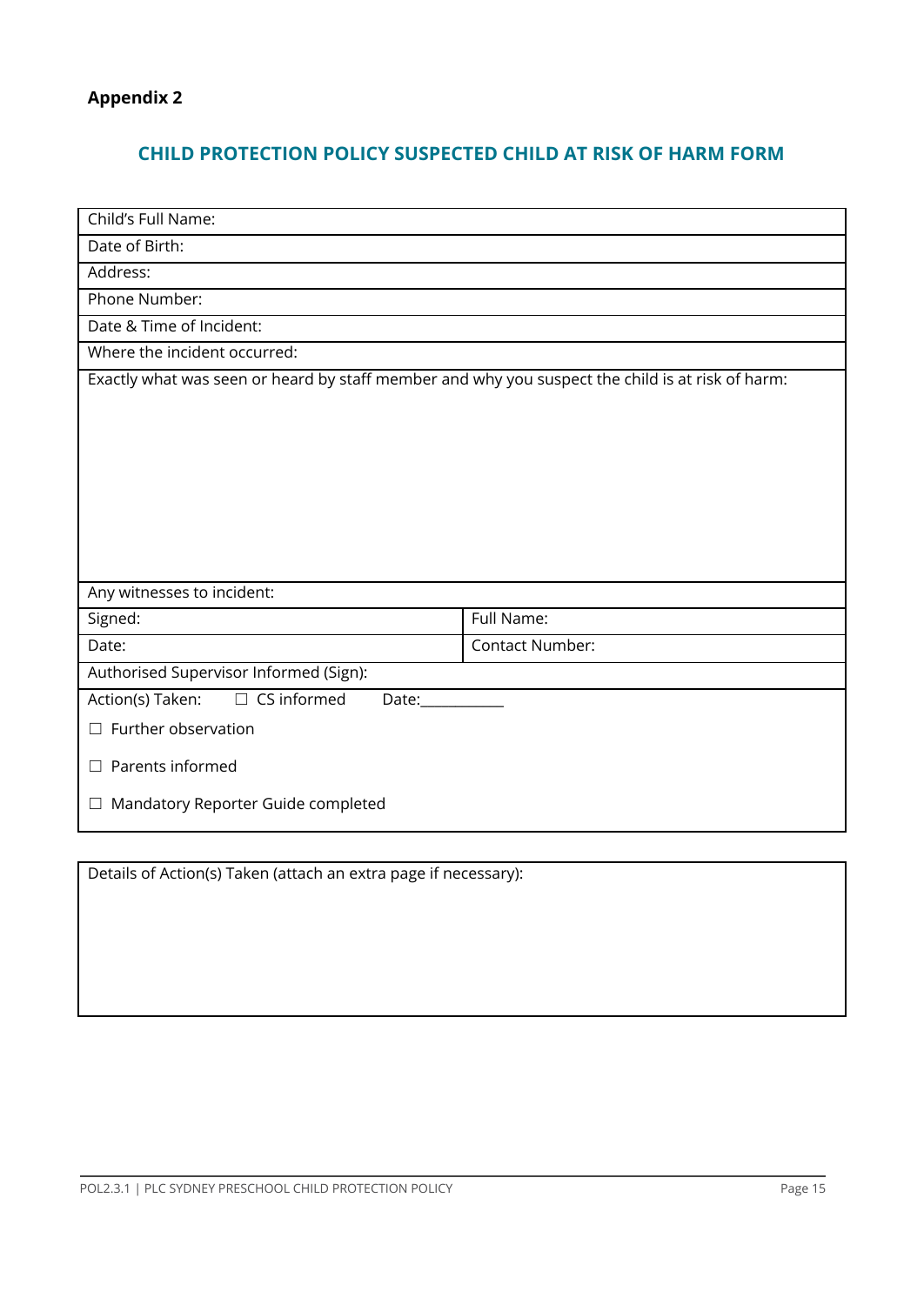**Appendix 2**

## CHILD PROTECTION POLICY SUSPECTED CHILD AT RISK OF HARM FORM

| Child's Full Name: | |
|---|---|
| Date of Birth: | |
| Address: | |
| Phone Number: | |
| Date & Time of Incident: | |
| Where the incident occurred: | |
| Exactly what was seen or heard by staff member and why you suspect the child is at risk of harm: | |
| Any witnesses to incident: | |
| Signed: | Full Name: |
| Date: | Contact Number: |
| Authorised Supervisor Informed (Sign): | |
| Action(s) Taken: ☐ CS informed Date:\_\_\_\_\_\_\_\_\_\_\_<br>☐ Further observation<br>☐ Parents informed<br>☐ Mandatory Reporter Guide completed | |

| Details of Action(s) Taken (attach an extra page if necessary): |
|---|
| |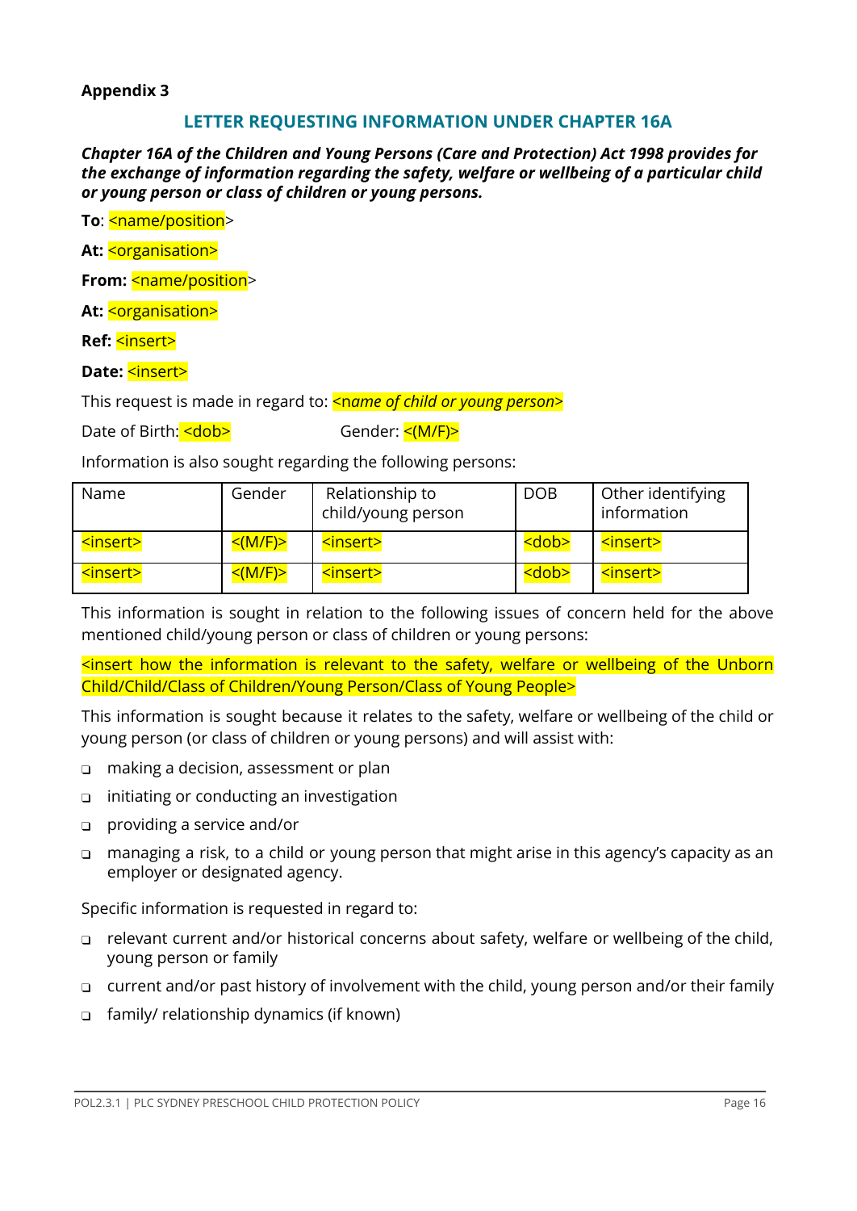**Appendix 3**

## LETTER REQUESTING INFORMATION UNDER CHAPTER 16A

***Chapter 16A of the Children and Young Persons (Care and Protection) Act 1998 provides for the exchange of information regarding the safety, welfare or wellbeing of a particular child or young person or class of children or young persons.***

**To**: <name/position>

**At:** <organisation>

**From:** <name/position>

**At:** <organisation>

**Ref:** <insert>

**Date:** <insert>

This request is made in regard to: <*name of child or young person*>

Date of Birth: <dob>     Gender: <(M/F)>

Information is also sought regarding the following persons:

| Name | Gender | Relationship to child/young person | DOB | Other identifying information |
|---|---|---|---|---|
| <insert> | <(M/F)> | <insert> | <dob> | <insert> |
| <insert> | <(M/F)> | <insert> | <dob> | <insert> |

This information is sought in relation to the following issues of concern held for the above mentioned child/young person or class of children or young persons:

<insert how the information is relevant to the safety, welfare or wellbeing of the Unborn Child/Child/Class of Children/Young Person/Class of Young People>

This information is sought because it relates to the safety, welfare or wellbeing of the child or young person (or class of children or young persons) and will assist with:

- ❑ making a decision, assessment or plan
- ❑ initiating or conducting an investigation
- ❑ providing a service and/or
- ❑ managing a risk, to a child or young person that might arise in this agency's capacity as an employer or designated agency.

Specific information is requested in regard to:

- ❑ relevant current and/or historical concerns about safety, welfare or wellbeing of the child, young person or family
- ❑ current and/or past history of involvement with the child, young person and/or their family
- ❑ family/ relationship dynamics (if known)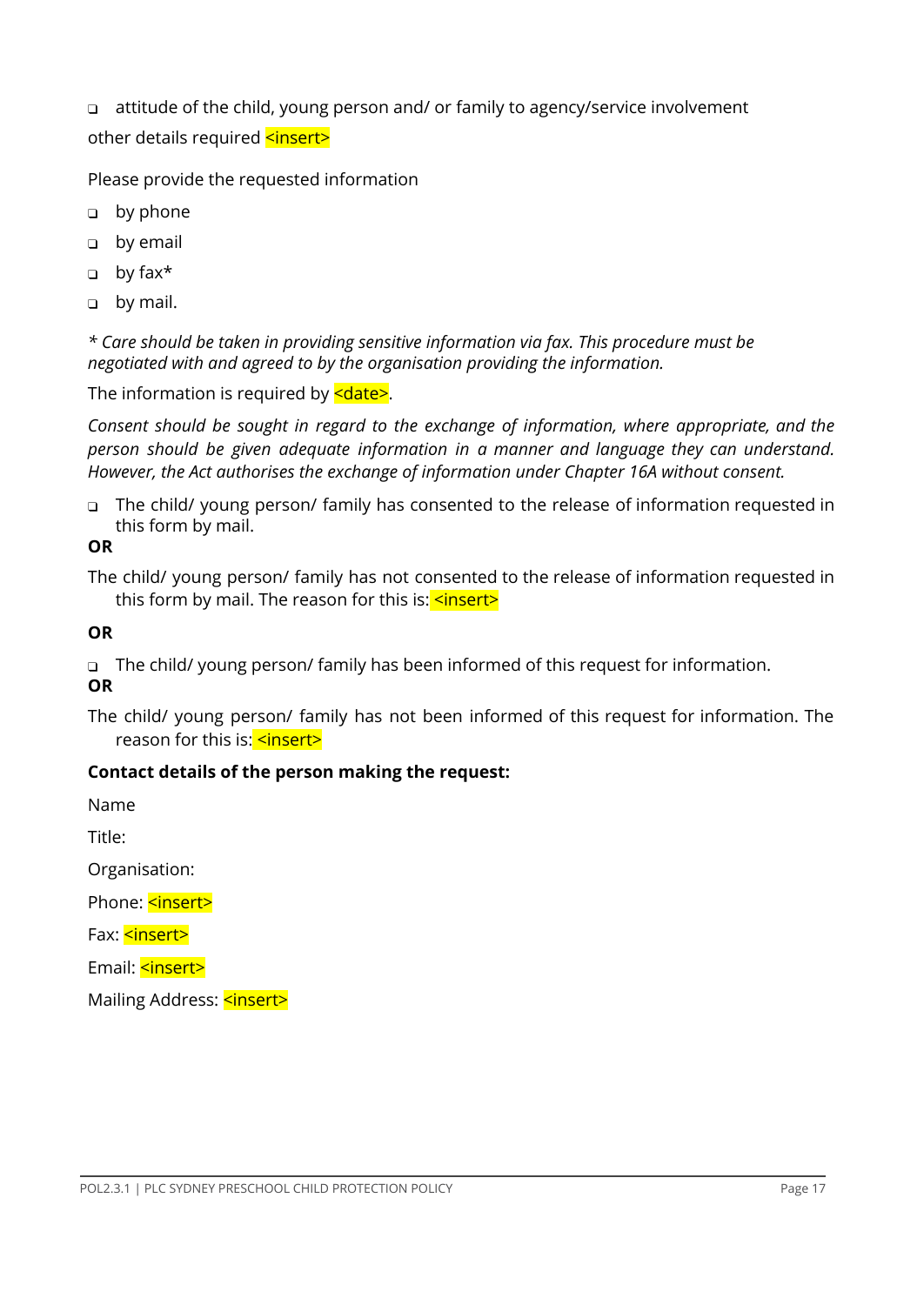- ❑ attitude of the child, young person and/ or family to agency/service involvement

other details required <insert>

Please provide the requested information

- ❑ by phone
- ❑ by email
- ❑ by fax*
- ❑ by mail.

*\* Care should be taken in providing sensitive information via fax. This procedure must be negotiated with and agreed to by the organisation providing the information.*

The information is required by <date>.

*Consent should be sought in regard to the exchange of information, where appropriate, and the person should be given adequate information in a manner and language they can understand. However, the Act authorises the exchange of information under Chapter 16A without consent.*

- ❑ The child/ young person/ family has consented to the release of information requested in this form by mail.

**OR**

The child/ young person/ family has not consented to the release of information requested in this form by mail. The reason for this is: <insert>

**OR**

- ❑ The child/ young person/ family has been informed of this request for information.

**OR**

The child/ young person/ family has not been informed of this request for information. The reason for this is: <insert>

**Contact details of the person making the request:**

Name

Title:

Organisation:

Phone: <insert>

Fax: <insert>

Email: <insert>

Mailing Address: <insert>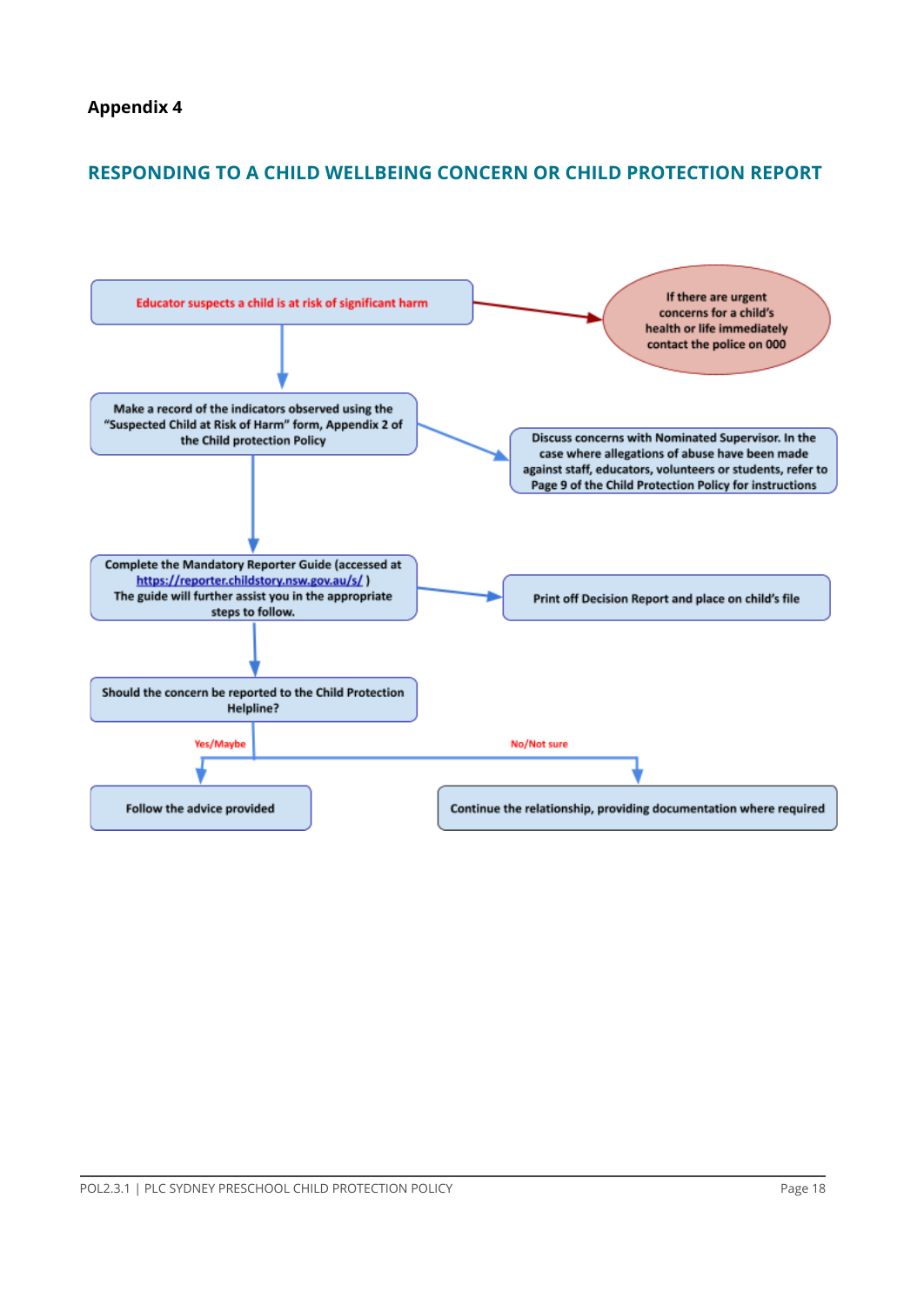**Appendix 4**

## RESPONDING TO A CHILD WELLBEING CONCERN OR CHILD PROTECTION REPORT

Educator suspects a child is at risk of significant harm

If there are urgent concerns for a child's health or life immediately contact the police on 000

Make a record of the indicators observed using the "Suspected Child at Risk of Harm" form, Appendix 2 of the Child protection Policy

Discuss concerns with Nominated Supervisor. In the case where allegations of abuse have been made against staff, educators, volunteers or students, refer to Page 9 of the Child Protection Policy for instructions

Complete the Mandatory Reporter Guide (accessed at https://reporter.childstory.nsw.gov.au/s/ ) The guide will further assist you in the appropriate steps to follow.

Print off Decision Report and place on child's file

Should the concern be reported to the Child Protection Helpline?

Yes/Maybe

No/Not sure

Follow the advice provided

Continue the relationship, providing documentation where required